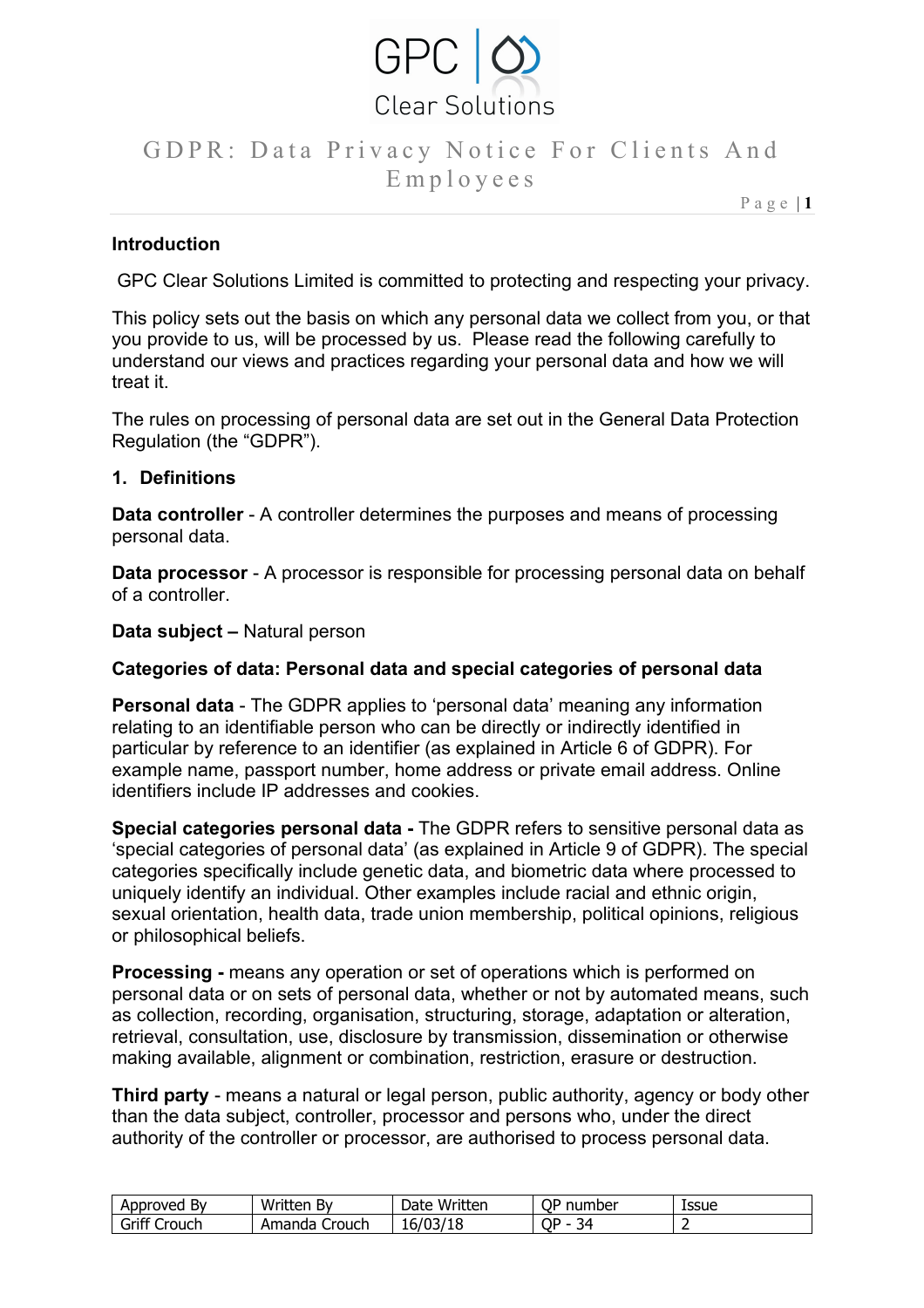# GDPR: Data Privacy Notice For Clients And Employees

**Introduction**

GPC Clear Solutions Limited is committed to protecting and respecting your privacy.

This policy sets out the basis on which any personal data we collect from you, or that you provide to us, will be processed by us. Please read the following carefully to understand our views and practices regarding your personal data and how we will treat it.

The rules on processing of personal data are set out in the General Data Protection Regulation (the "GDPR").

## 1. Definitions

**Data controller** - A controller determines the purposes and means of processing personal data.

**Data processor** - A processor is responsible for processing personal data on behalf of a controller.

**Data subject –** Natural person

**Categories of data: Personal data and special categories of personal data**

**Personal data** - The GDPR applies to 'personal data' meaning any information relating to an identifiable person who can be directly or indirectly identified in particular by reference to an identifier (as explained in Article 6 of GDPR). For example name, passport number, home address or private email address. Online identifiers include IP addresses and cookies.

**Special categories personal data -** The GDPR refers to sensitive personal data as 'special categories of personal data' (as explained in Article 9 of GDPR). The special categories specifically include genetic data, and biometric data where processed to uniquely identify an individual. Other examples include racial and ethnic origin, sexual orientation, health data, trade union membership, political opinions, religious or philosophical beliefs.

**Processing -** means any operation or set of operations which is performed on personal data or on sets of personal data, whether or not by automated means, such as collection, recording, organisation, structuring, storage, adaptation or alteration, retrieval, consultation, use, disclosure by transmission, dissemination or otherwise making available, alignment or combination, restriction, erasure or destruction.

**Third party** - means a natural or legal person, public authority, agency or body other than the data subject, controller, processor and persons who, under the direct authority of the controller or processor, are authorised to process personal data.

| Approved By | Written By | Date Written | QP number | Issue |
|---|---|---|---|---|
| Griff Crouch | Amanda Crouch | 16/03/18 | QP - 34 | 2 |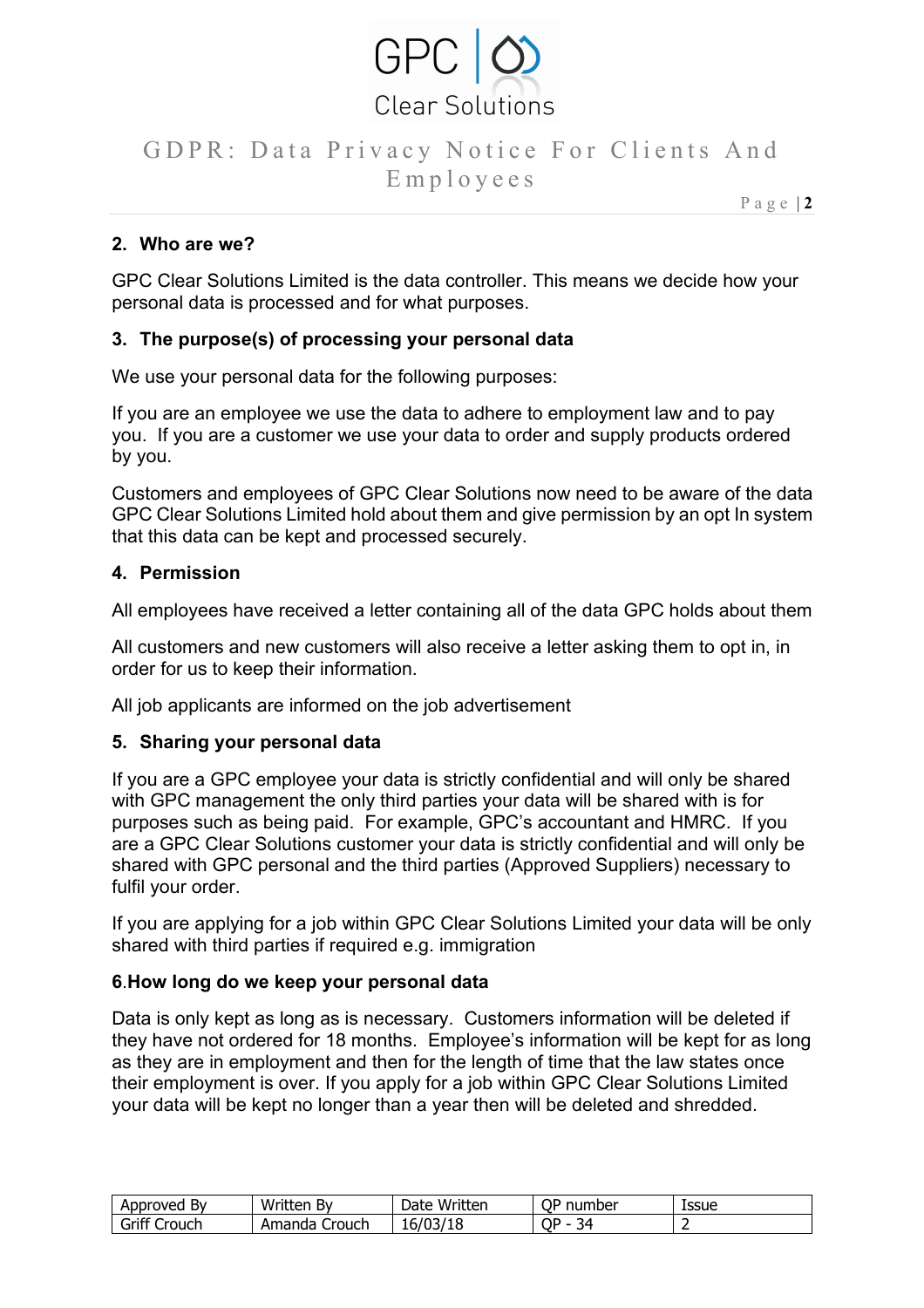## 2. Who are we?

GPC Clear Solutions Limited is the data controller. This means we decide how your personal data is processed and for what purposes.

## 3. The purpose(s) of processing your personal data

We use your personal data for the following purposes:

If you are an employee we use the data to adhere to employment law and to pay you. If you are a customer we use your data to order and supply products ordered by you.

Customers and employees of GPC Clear Solutions now need to be aware of the data GPC Clear Solutions Limited hold about them and give permission by an opt In system that this data can be kept and processed securely.

## 4. Permission

All employees have received a letter containing all of the data GPC holds about them

All customers and new customers will also receive a letter asking them to opt in, in order for us to keep their information.

All job applicants are informed on the job advertisement

## 5. Sharing your personal data

If you are a GPC employee your data is strictly confidential and will only be shared with GPC management the only third parties your data will be shared with is for purposes such as being paid. For example, GPC's accountant and HMRC. If you are a GPC Clear Solutions customer your data is strictly confidential and will only be shared with GPC personal and the third parties (Approved Suppliers) necessary to fulfil your order.

If you are applying for a job within GPC Clear Solutions Limited your data will be only shared with third parties if required e.g. immigration

## 6.How long do we keep your personal data

Data is only kept as long as is necessary. Customers information will be deleted if they have not ordered for 18 months. Employee's information will be kept for as long as they are in employment and then for the length of time that the law states once their employment is over. If you apply for a job within GPC Clear Solutions Limited your data will be kept no longer than a year then will be deleted and shredded.

| Approved By | Written By | Date Written | QP number | Issue |
|---|---|---|---|---|
| Griff Crouch | Amanda Crouch | 16/03/18 | QP - 34 | 2 |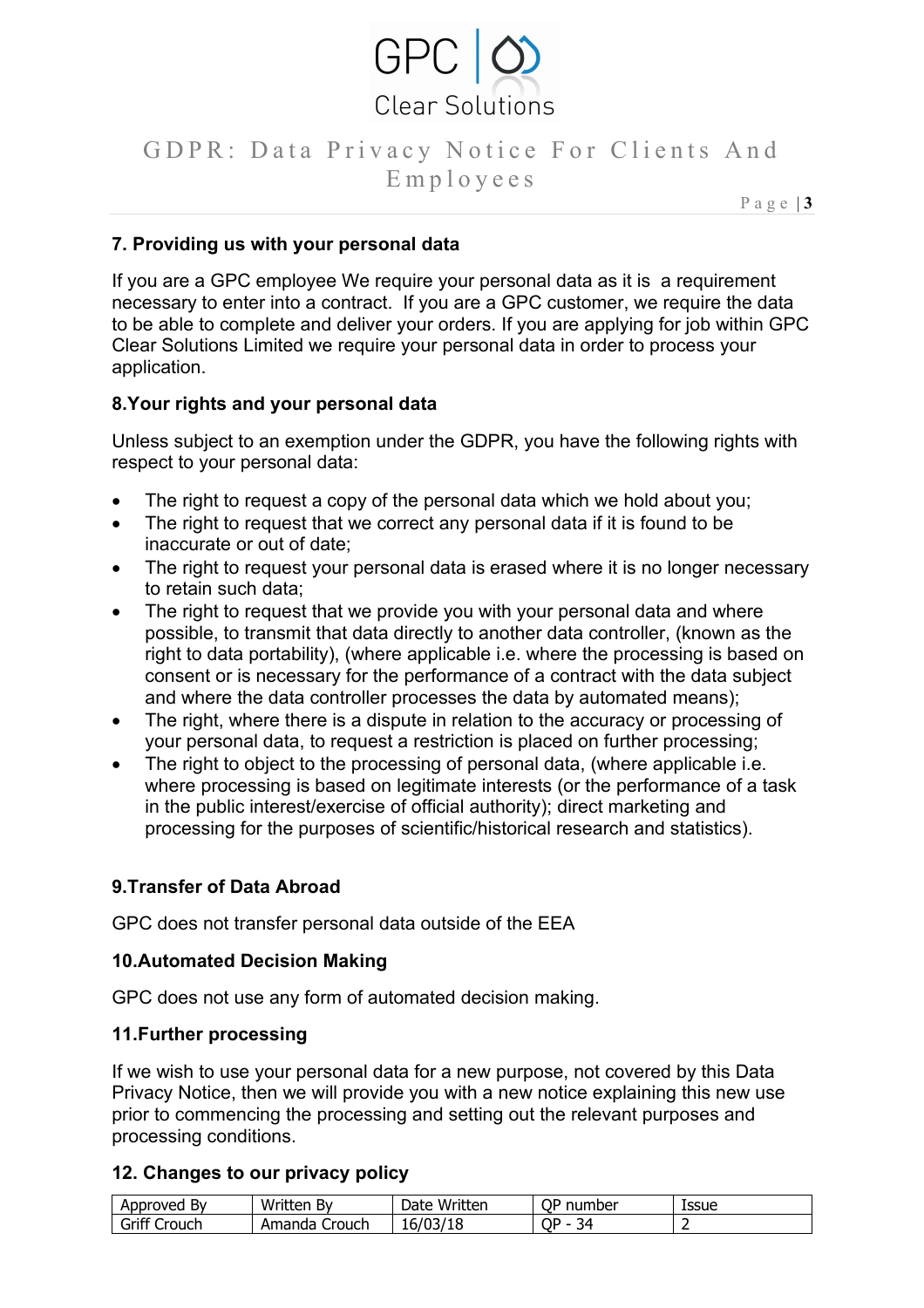## 7. Providing us with your personal data

If you are a GPC employee We require your personal data as it is a requirement necessary to enter into a contract. If you are a GPC customer, we require the data to be able to complete and deliver your orders. If you are applying for job within GPC Clear Solutions Limited we require your personal data in order to process your application.

## 8.Your rights and your personal data

Unless subject to an exemption under the GDPR, you have the following rights with respect to your personal data:

- The right to request a copy of the personal data which we hold about you;
- The right to request that we correct any personal data if it is found to be inaccurate or out of date;
- The right to request your personal data is erased where it is no longer necessary to retain such data;
- The right to request that we provide you with your personal data and where possible, to transmit that data directly to another data controller, (known as the right to data portability), (where applicable i.e. where the processing is based on consent or is necessary for the performance of a contract with the data subject and where the data controller processes the data by automated means);
- The right, where there is a dispute in relation to the accuracy or processing of your personal data, to request a restriction is placed on further processing;
- The right to object to the processing of personal data, (where applicable i.e. where processing is based on legitimate interests (or the performance of a task in the public interest/exercise of official authority); direct marketing and processing for the purposes of scientific/historical research and statistics).

## 9.Transfer of Data Abroad

GPC does not transfer personal data outside of the EEA

## 10.Automated Decision Making

GPC does not use any form of automated decision making.

## 11.Further processing

If we wish to use your personal data for a new purpose, not covered by this Data Privacy Notice, then we will provide you with a new notice explaining this new use prior to commencing the processing and setting out the relevant purposes and processing conditions.

## 12. Changes to our privacy policy

| Approved By | Written By | Date Written | QP number | Issue |
|---|---|---|---|---|
| Griff Crouch | Amanda Crouch | 16/03/18 | QP - 34 | 2 |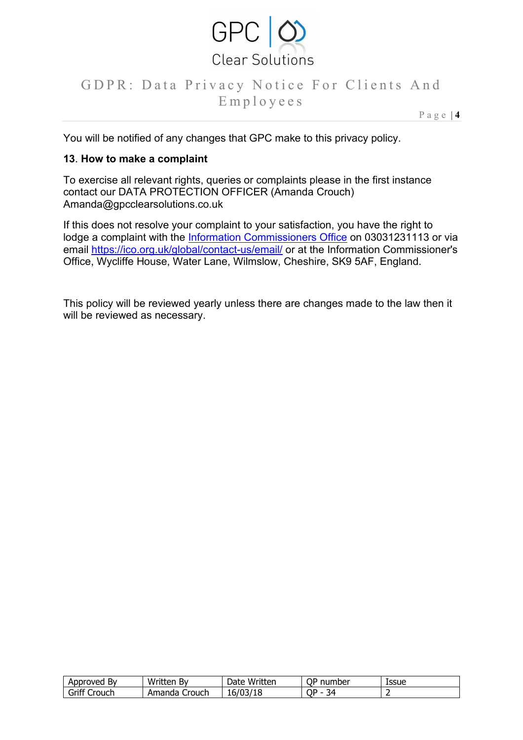You will be notified of any changes that GPC make to this privacy policy.

### 13. How to make a complaint

To exercise all relevant rights, queries or complaints please in the first instance contact our DATA PROTECTION OFFICER (Amanda Crouch) Amanda@gpcclearsolutions.co.uk

If this does not resolve your complaint to your satisfaction, you have the right to lodge a complaint with the Information Commissioners Office on 03031231113 or via email https://ico.org.uk/global/contact-us/email/ or at the Information Commissioner's Office, Wycliffe House, Water Lane, Wilmslow, Cheshire, SK9 5AF, England.

This policy will be reviewed yearly unless there are changes made to the law then it will be reviewed as necessary.

| Approved By | Written By | Date Written | QP number | Issue |
|---|---|---|---|---|
| Griff Crouch | Amanda Crouch | 16/03/18 | QP - 34 | 2 |